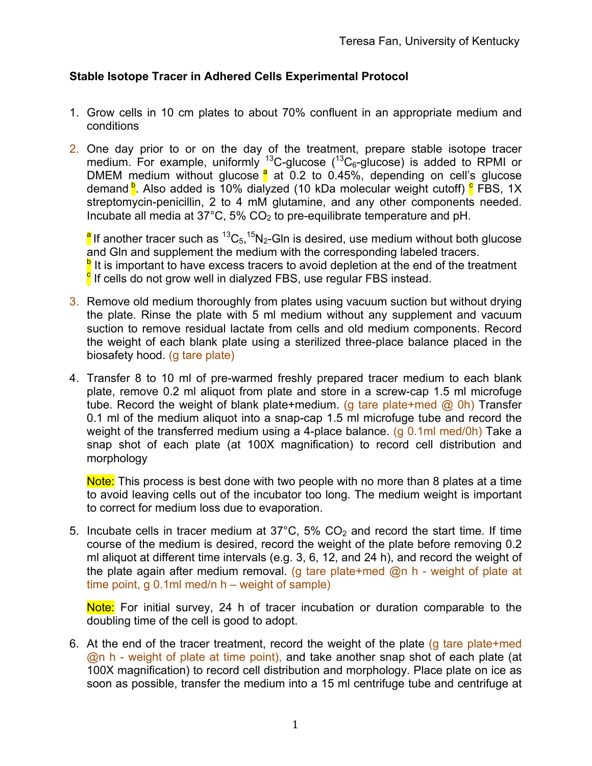Teresa Fan, University of Kentucky

**Stable Isotope Tracer in Adhered Cells Experimental Protocol**

1. Grow cells in 10 cm plates to about 70% confluent in an appropriate medium and conditions

2. One day prior to or on the day of the treatment, prepare stable isotope tracer medium. For example, uniformly $^{13}C$-glucose ($^{13}C_6$-glucose) is added to RPMI or DMEM medium without glucose [a] at 0.2 to 0.45%, depending on cell's glucose demand [b]. Also added is 10% dialyzed (10 kDa molecular weight cutoff) [c] FBS, 1X streptomycin-penicillin, 2 to 4 mM glutamine, and any other components needed. Incubate all media at 37°C, 5% $CO_2$ to pre-equilibrate temperature and pH.

   [a] If another tracer such as $^{13}C_5$,$^{15}N_2$-Gln is desired, use medium without both glucose and Gln and supplement the medium with the corresponding labeled tracers.
   [b] It is important to have excess tracers to avoid depletion at the end of the treatment
   [c] If cells do not grow well in dialyzed FBS, use regular FBS instead.

3. Remove old medium thoroughly from plates using vacuum suction but without drying the plate. Rinse the plate with 5 ml medium without any supplement and vacuum suction to remove residual lactate from cells and old medium components. Record the weight of each blank plate using a sterilized three-place balance placed in the biosafety hood. (g tare plate)

4. Transfer 8 to 10 ml of pre-warmed freshly prepared tracer medium to each blank plate, remove 0.2 ml aliquot from plate and store in a screw-cap 1.5 ml microfuge tube. Record the weight of blank plate+medium. (g tare plate+med @ 0h) Transfer 0.1 ml of the medium aliquot into a snap-cap 1.5 ml microfuge tube and record the weight of the transferred medium using a 4-place balance. (g 0.1ml med/0h) Take a snap shot of each plate (at 100X magnification) to record cell distribution and morphology

   Note: This process is best done with two people with no more than 8 plates at a time to avoid leaving cells out of the incubator too long. The medium weight is important to correct for medium loss due to evaporation.

5. Incubate cells in tracer medium at 37°C, 5% $CO_2$ and record the start time. If time course of the medium is desired, record the weight of the plate before removing 0.2 ml aliquot at different time intervals (e.g. 3, 6, 12, and 24 h), and record the weight of the plate again after medium removal. (g tare plate+med @n h - weight of plate at time point, g 0.1ml med/n h – weight of sample)

   Note: For initial survey, 24 h of tracer incubation or duration comparable to the doubling time of the cell is good to adopt.

6. At the end of the tracer treatment, record the weight of the plate (g tare plate+med @n h - weight of plate at time point), and take another snap shot of each plate (at 100X magnification) to record cell distribution and morphology. Place plate on ice as soon as possible, transfer the medium into a 15 ml centrifuge tube and centrifuge at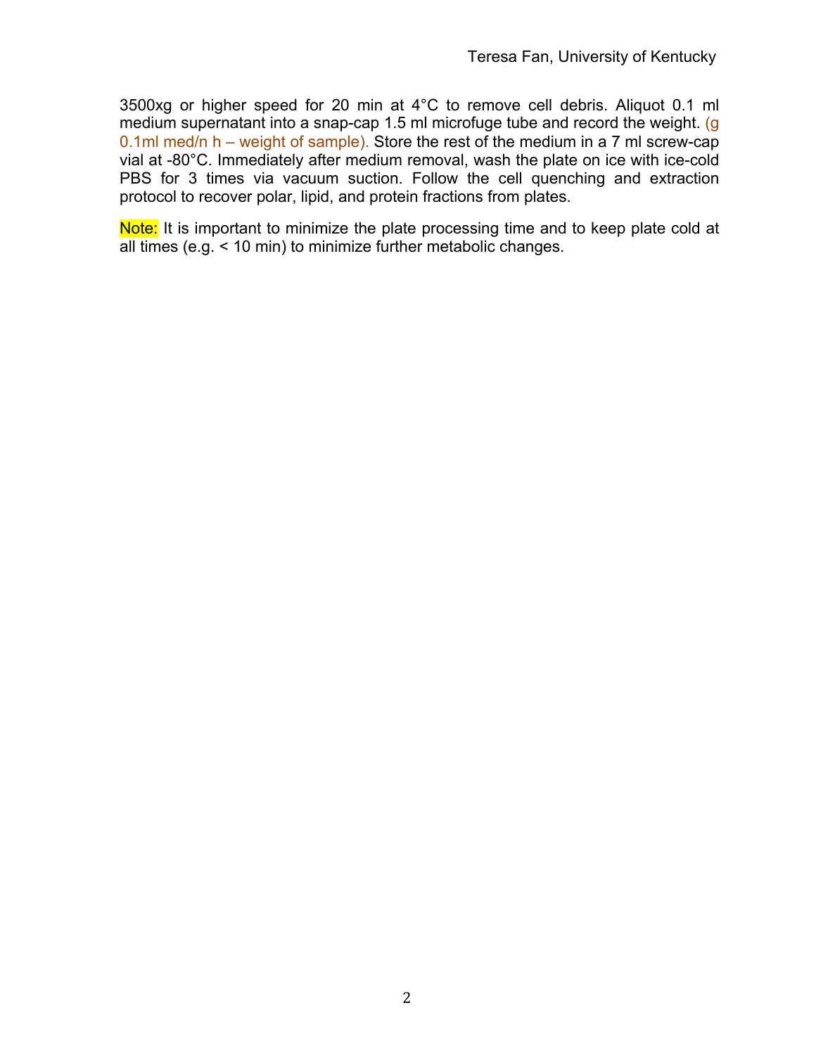3500xg or higher speed for 20 min at 4°C to remove cell debris. Aliquot 0.1 ml medium supernatant into a snap-cap 1.5 ml microfuge tube and record the weight. (g 0.1ml med/n h – weight of sample). Store the rest of the medium in a 7 ml screw-cap vial at -80°C. Immediately after medium removal, wash the plate on ice with ice-cold PBS for 3 times via vacuum suction. Follow the cell quenching and extraction protocol to recover polar, lipid, and protein fractions from plates.

Note: It is important to minimize the plate processing time and to keep plate cold at all times (e.g. < 10 min) to minimize further metabolic changes.